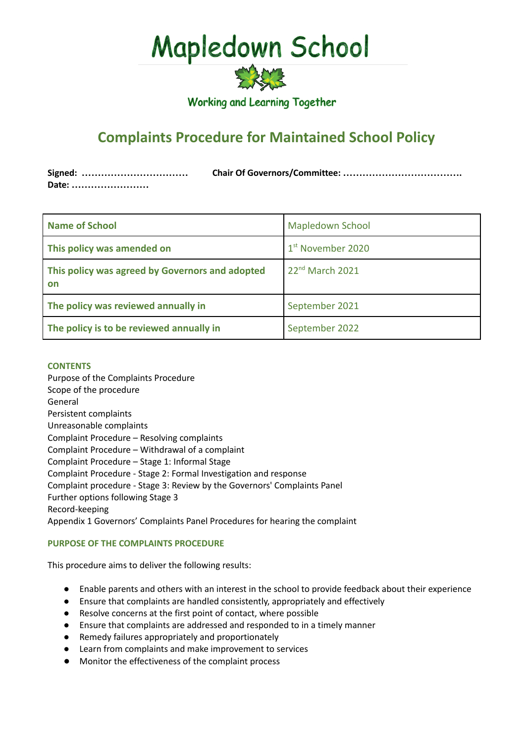# Mapledown School

Working and Learning Together

## Complaints Procedure for Maintained School Policy

**Signed: ……………………………** **Chair Of Governors/Committee: ……………………………….**
**Date: ……………………**

| Name of School | Mapledown School |
|---|---|
| This policy was amended on | 1st November 2020 |
| This policy was agreed by Governors and adopted on | 22nd March 2021 |
| The policy was reviewed annually in | September 2021 |
| The policy is to be reviewed annually in | September 2022 |

**CONTENTS**

Purpose of the Complaints Procedure
Scope of the procedure
General
Persistent complaints
Unreasonable complaints
Complaint Procedure – Resolving complaints
Complaint Procedure – Withdrawal of a complaint
Complaint Procedure – Stage 1: Informal Stage
Complaint Procedure - Stage 2: Formal Investigation and response
Complaint procedure - Stage 3: Review by the Governors' Complaints Panel
Further options following Stage 3
Record-keeping
Appendix 1 Governors' Complaints Panel Procedures for hearing the complaint

**PURPOSE OF THE COMPLAINTS PROCEDURE**

This procedure aims to deliver the following results:

- Enable parents and others with an interest in the school to provide feedback about their experience
- Ensure that complaints are handled consistently, appropriately and effectively
- Resolve concerns at the first point of contact, where possible
- Ensure that complaints are addressed and responded to in a timely manner
- Remedy failures appropriately and proportionately
- Learn from complaints and make improvement to services
- Monitor the effectiveness of the complaint process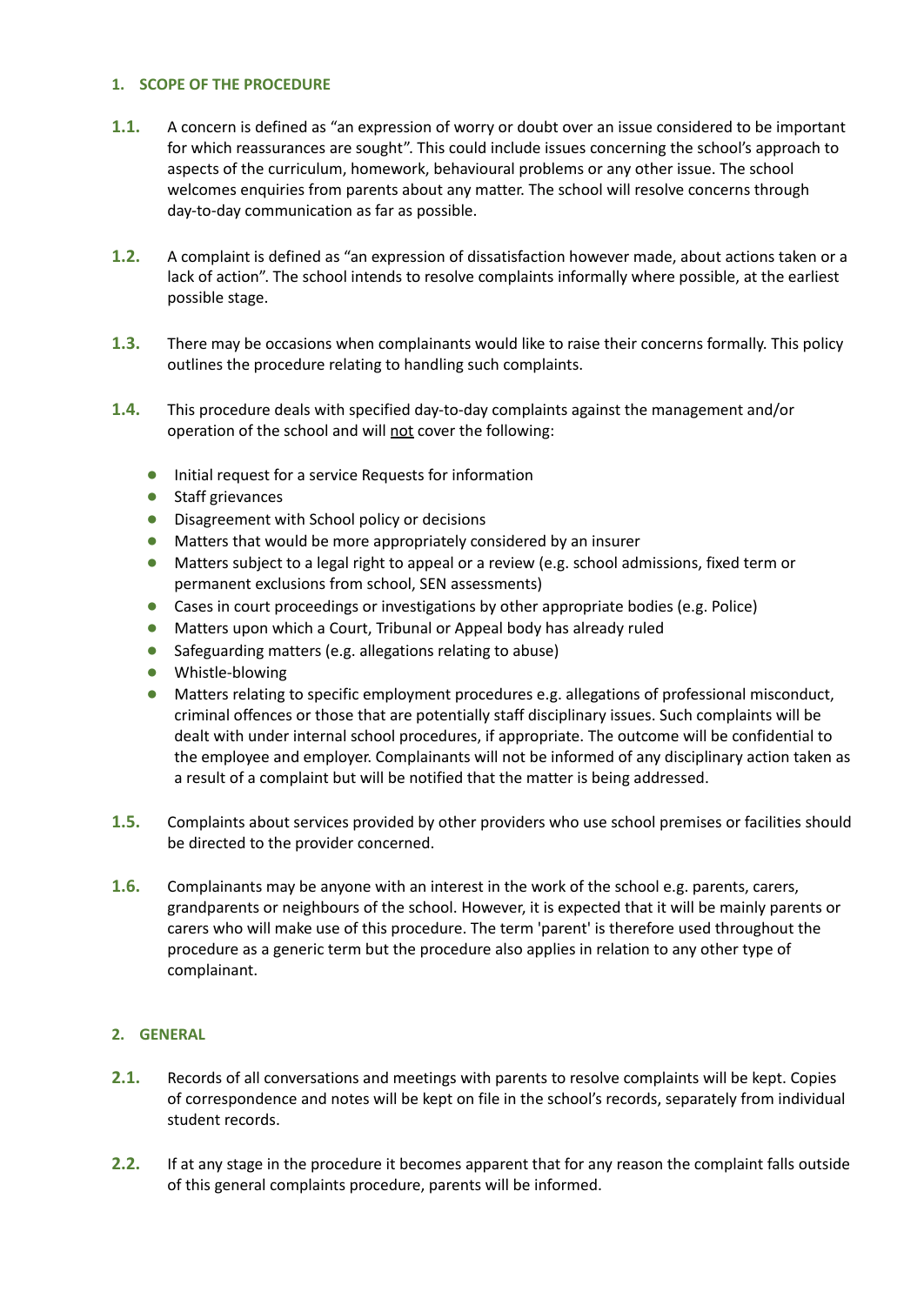## 1. SCOPE OF THE PROCEDURE

**1.1.** A concern is defined as "an expression of worry or doubt over an issue considered to be important for which reassurances are sought". This could include issues concerning the school's approach to aspects of the curriculum, homework, behavioural problems or any other issue. The school welcomes enquiries from parents about any matter. The school will resolve concerns through day-to-day communication as far as possible.

**1.2.** A complaint is defined as "an expression of dissatisfaction however made, about actions taken or a lack of action". The school intends to resolve complaints informally where possible, at the earliest possible stage.

**1.3.** There may be occasions when complainants would like to raise their concerns formally. This policy outlines the procedure relating to handling such complaints.

**1.4.** This procedure deals with specified day-to-day complaints against the management and/or operation of the school and will not cover the following:

- Initial request for a service Requests for information
- Staff grievances
- Disagreement with School policy or decisions
- Matters that would be more appropriately considered by an insurer
- Matters subject to a legal right to appeal or a review (e.g. school admissions, fixed term or permanent exclusions from school, SEN assessments)
- Cases in court proceedings or investigations by other appropriate bodies (e.g. Police)
- Matters upon which a Court, Tribunal or Appeal body has already ruled
- Safeguarding matters (e.g. allegations relating to abuse)
- Whistle-blowing
- Matters relating to specific employment procedures e.g. allegations of professional misconduct, criminal offences or those that are potentially staff disciplinary issues. Such complaints will be dealt with under internal school procedures, if appropriate. The outcome will be confidential to the employee and employer. Complainants will not be informed of any disciplinary action taken as a result of a complaint but will be notified that the matter is being addressed.

**1.5.** Complaints about services provided by other providers who use school premises or facilities should be directed to the provider concerned.

**1.6.** Complainants may be anyone with an interest in the work of the school e.g. parents, carers, grandparents or neighbours of the school. However, it is expected that it will be mainly parents or carers who will make use of this procedure. The term 'parent' is therefore used throughout the procedure as a generic term but the procedure also applies in relation to any other type of complainant.

## 2. GENERAL

**2.1.** Records of all conversations and meetings with parents to resolve complaints will be kept. Copies of correspondence and notes will be kept on file in the school's records, separately from individual student records.

**2.2.** If at any stage in the procedure it becomes apparent that for any reason the complaint falls outside of this general complaints procedure, parents will be informed.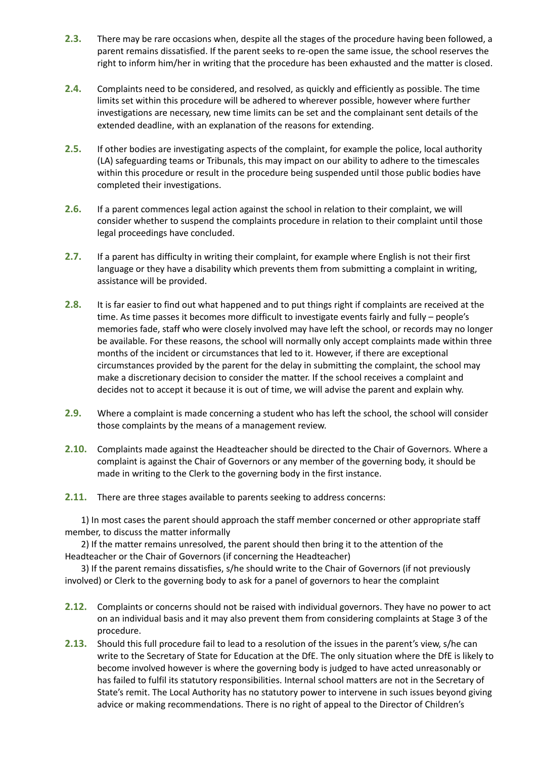**2.3.** There may be rare occasions when, despite all the stages of the procedure having been followed, a parent remains dissatisfied. If the parent seeks to re-open the same issue, the school reserves the right to inform him/her in writing that the procedure has been exhausted and the matter is closed.

**2.4.** Complaints need to be considered, and resolved, as quickly and efficiently as possible. The time limits set within this procedure will be adhered to wherever possible, however where further investigations are necessary, new time limits can be set and the complainant sent details of the extended deadline, with an explanation of the reasons for extending.

**2.5.** If other bodies are investigating aspects of the complaint, for example the police, local authority (LA) safeguarding teams or Tribunals, this may impact on our ability to adhere to the timescales within this procedure or result in the procedure being suspended until those public bodies have completed their investigations.

**2.6.** If a parent commences legal action against the school in relation to their complaint, we will consider whether to suspend the complaints procedure in relation to their complaint until those legal proceedings have concluded.

**2.7.** If a parent has difficulty in writing their complaint, for example where English is not their first language or they have a disability which prevents them from submitting a complaint in writing, assistance will be provided.

**2.8.** It is far easier to find out what happened and to put things right if complaints are received at the time. As time passes it becomes more difficult to investigate events fairly and fully – people's memories fade, staff who were closely involved may have left the school, or records may no longer be available. For these reasons, the school will normally only accept complaints made within three months of the incident or circumstances that led to it. However, if there are exceptional circumstances provided by the parent for the delay in submitting the complaint, the school may make a discretionary decision to consider the matter. If the school receives a complaint and decides not to accept it because it is out of time, we will advise the parent and explain why.

**2.9.** Where a complaint is made concerning a student who has left the school, the school will consider those complaints by the means of a management review.

**2.10.** Complaints made against the Headteacher should be directed to the Chair of Governors. Where a complaint is against the Chair of Governors or any member of the governing body, it should be made in writing to the Clerk to the governing body in the first instance.

**2.11.** There are three stages available to parents seeking to address concerns:

1) In most cases the parent should approach the staff member concerned or other appropriate staff member, to discuss the matter informally

2) If the matter remains unresolved, the parent should then bring it to the attention of the Headteacher or the Chair of Governors (if concerning the Headteacher)

3) If the parent remains dissatisfies, s/he should write to the Chair of Governors (if not previously involved) or Clerk to the governing body to ask for a panel of governors to hear the complaint

**2.12.** Complaints or concerns should not be raised with individual governors. They have no power to act on an individual basis and it may also prevent them from considering complaints at Stage 3 of the procedure.

**2.13.** Should this full procedure fail to lead to a resolution of the issues in the parent's view, s/he can write to the Secretary of State for Education at the DfE. The only situation where the DfE is likely to become involved however is where the governing body is judged to have acted unreasonably or has failed to fulfil its statutory responsibilities. Internal school matters are not in the Secretary of State's remit. The Local Authority has no statutory power to intervene in such issues beyond giving advice or making recommendations. There is no right of appeal to the Director of Children's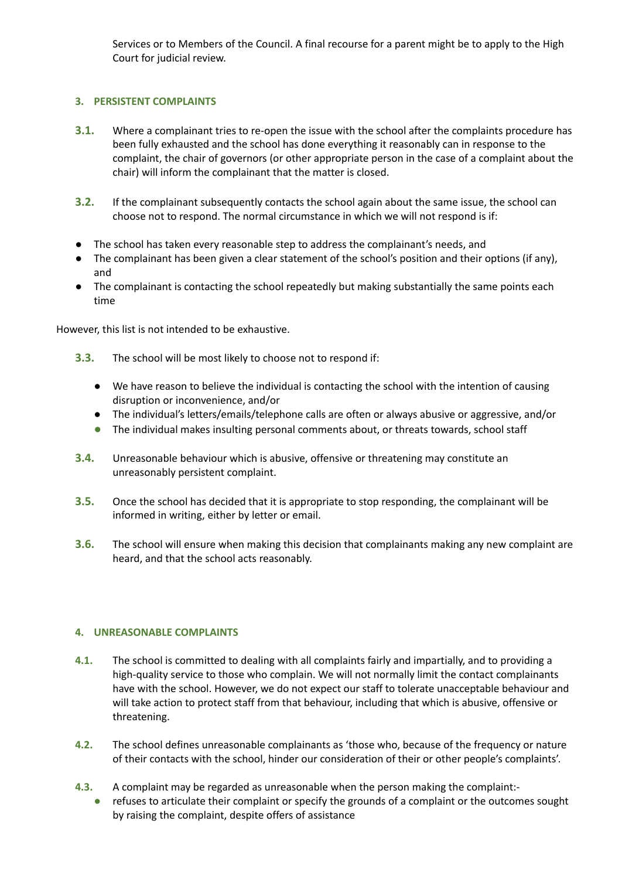Services or to Members of the Council. A final recourse for a parent might be to apply to the High Court for judicial review.

## 3. PERSISTENT COMPLAINTS

**3.1.** Where a complainant tries to re-open the issue with the school after the complaints procedure has been fully exhausted and the school has done everything it reasonably can in response to the complaint, the chair of governors (or other appropriate person in the case of a complaint about the chair) will inform the complainant that the matter is closed.

**3.2.** If the complainant subsequently contacts the school again about the same issue, the school can choose not to respond. The normal circumstance in which we will not respond is if:

- The school has taken every reasonable step to address the complainant's needs, and
- The complainant has been given a clear statement of the school's position and their options (if any), and
- The complainant is contacting the school repeatedly but making substantially the same points each time

However, this list is not intended to be exhaustive.

**3.3.** The school will be most likely to choose not to respond if:

- We have reason to believe the individual is contacting the school with the intention of causing disruption or inconvenience, and/or
- The individual's letters/emails/telephone calls are often or always abusive or aggressive, and/or
- The individual makes insulting personal comments about, or threats towards, school staff

**3.4.** Unreasonable behaviour which is abusive, offensive or threatening may constitute an unreasonably persistent complaint.

**3.5.** Once the school has decided that it is appropriate to stop responding, the complainant will be informed in writing, either by letter or email.

**3.6.** The school will ensure when making this decision that complainants making any new complaint are heard, and that the school acts reasonably.

## 4. UNREASONABLE COMPLAINTS

**4.1.** The school is committed to dealing with all complaints fairly and impartially, and to providing a high-quality service to those who complain. We will not normally limit the contact complainants have with the school. However, we do not expect our staff to tolerate unacceptable behaviour and will take action to protect staff from that behaviour, including that which is abusive, offensive or threatening.

**4.2.** The school defines unreasonable complainants as 'those who, because of the frequency or nature of their contacts with the school, hinder our consideration of their or other people's complaints'.

**4.3.** A complaint may be regarded as unreasonable when the person making the complaint:-

- refuses to articulate their complaint or specify the grounds of a complaint or the outcomes sought by raising the complaint, despite offers of assistance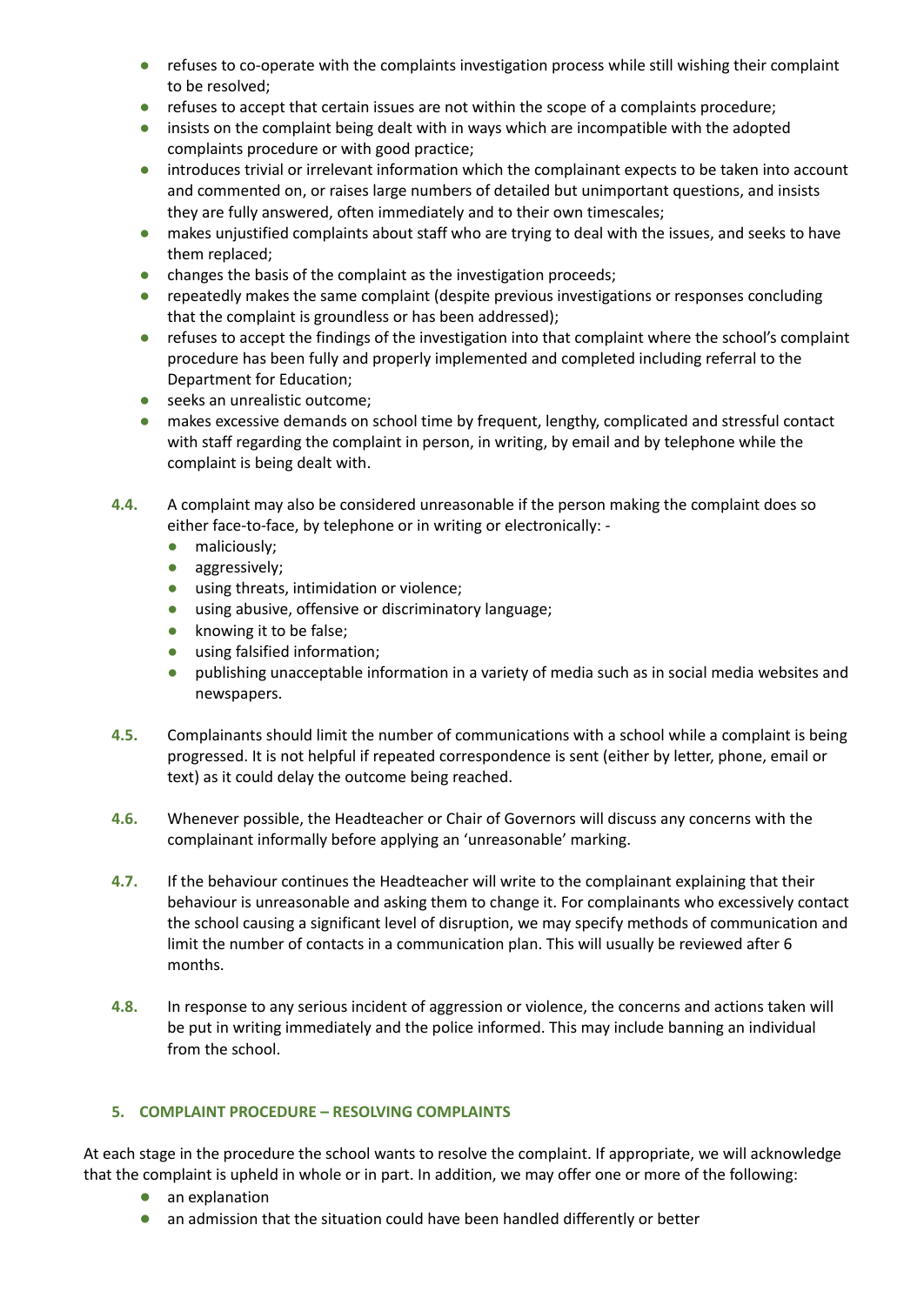- refuses to co-operate with the complaints investigation process while still wishing their complaint to be resolved;
- refuses to accept that certain issues are not within the scope of a complaints procedure;
- insists on the complaint being dealt with in ways which are incompatible with the adopted complaints procedure or with good practice;
- introduces trivial or irrelevant information which the complainant expects to be taken into account and commented on, or raises large numbers of detailed but unimportant questions, and insists they are fully answered, often immediately and to their own timescales;
- makes unjustified complaints about staff who are trying to deal with the issues, and seeks to have them replaced;
- changes the basis of the complaint as the investigation proceeds;
- repeatedly makes the same complaint (despite previous investigations or responses concluding that the complaint is groundless or has been addressed);
- refuses to accept the findings of the investigation into that complaint where the school's complaint procedure has been fully and properly implemented and completed including referral to the Department for Education;
- seeks an unrealistic outcome;
- makes excessive demands on school time by frequent, lengthy, complicated and stressful contact with staff regarding the complaint in person, in writing, by email and by telephone while the complaint is being dealt with.

**4.4.** A complaint may also be considered unreasonable if the person making the complaint does so either face-to-face, by telephone or in writing or electronically: -

- maliciously;
- aggressively;
- using threats, intimidation or violence;
- using abusive, offensive or discriminatory language;
- knowing it to be false;
- using falsified information;
- publishing unacceptable information in a variety of media such as in social media websites and newspapers.

**4.5.** Complainants should limit the number of communications with a school while a complaint is being progressed. It is not helpful if repeated correspondence is sent (either by letter, phone, email or text) as it could delay the outcome being reached.

**4.6.** Whenever possible, the Headteacher or Chair of Governors will discuss any concerns with the complainant informally before applying an 'unreasonable' marking.

**4.7.** If the behaviour continues the Headteacher will write to the complainant explaining that their behaviour is unreasonable and asking them to change it. For complainants who excessively contact the school causing a significant level of disruption, we may specify methods of communication and limit the number of contacts in a communication plan. This will usually be reviewed after 6 months.

**4.8.** In response to any serious incident of aggression or violence, the concerns and actions taken will be put in writing immediately and the police informed. This may include banning an individual from the school.

## 5. COMPLAINT PROCEDURE – RESOLVING COMPLAINTS

At each stage in the procedure the school wants to resolve the complaint. If appropriate, we will acknowledge that the complaint is upheld in whole or in part. In addition, we may offer one or more of the following:

- an explanation
- an admission that the situation could have been handled differently or better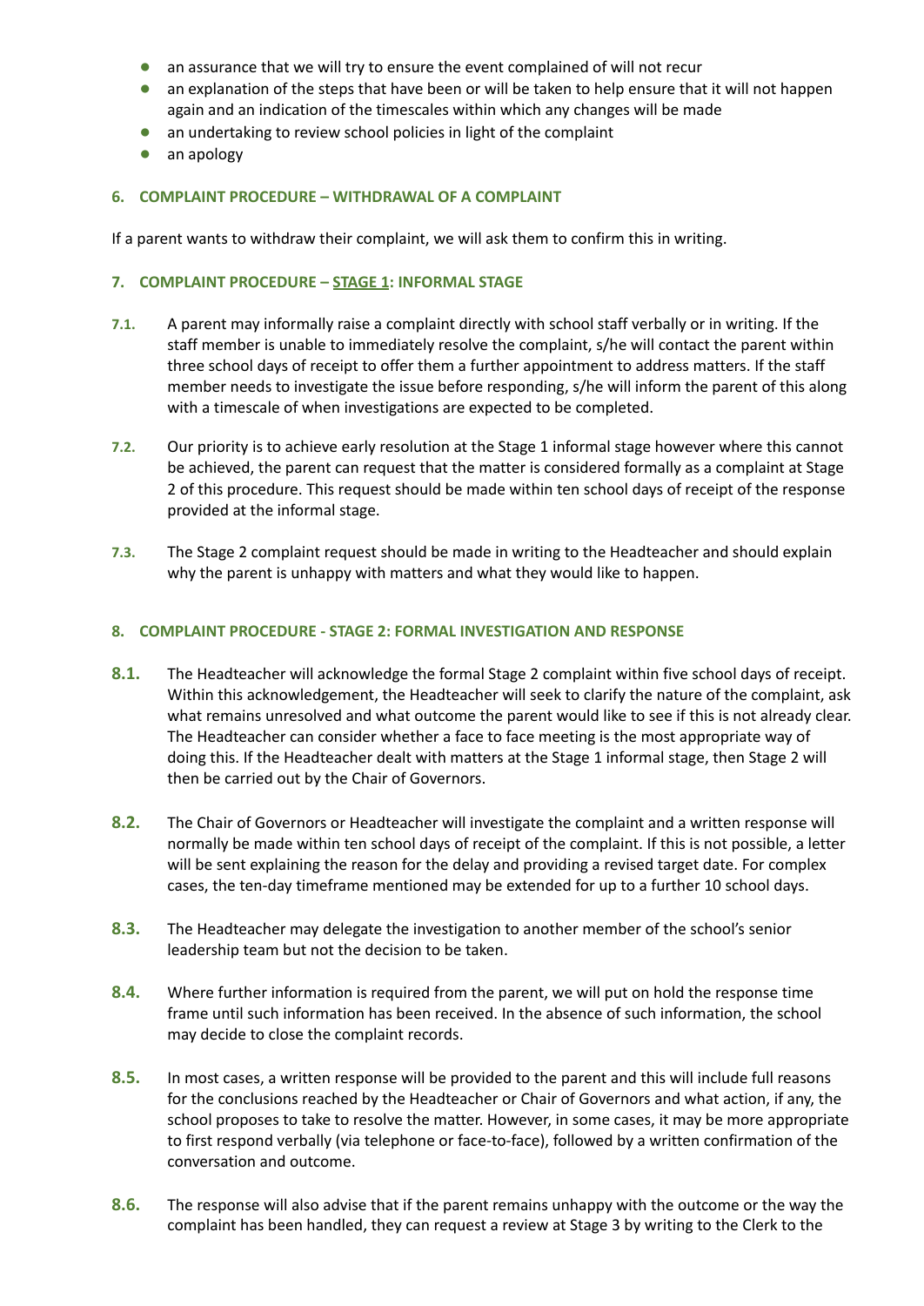- an assurance that we will try to ensure the event complained of will not recur
- an explanation of the steps that have been or will be taken to help ensure that it will not happen again and an indication of the timescales within which any changes will be made
- an undertaking to review school policies in light of the complaint
- an apology

#### 6. COMPLAINT PROCEDURE – WITHDRAWAL OF A COMPLAINT

If a parent wants to withdraw their complaint, we will ask them to confirm this in writing.

#### 7. COMPLAINT PROCEDURE – STAGE 1: INFORMAL STAGE

**7.1.** A parent may informally raise a complaint directly with school staff verbally or in writing. If the staff member is unable to immediately resolve the complaint, s/he will contact the parent within three school days of receipt to offer them a further appointment to address matters. If the staff member needs to investigate the issue before responding, s/he will inform the parent of this along with a timescale of when investigations are expected to be completed.

**7.2.** Our priority is to achieve early resolution at the Stage 1 informal stage however where this cannot be achieved, the parent can request that the matter is considered formally as a complaint at Stage 2 of this procedure. This request should be made within ten school days of receipt of the response provided at the informal stage.

**7.3.** The Stage 2 complaint request should be made in writing to the Headteacher and should explain why the parent is unhappy with matters and what they would like to happen.

#### 8. COMPLAINT PROCEDURE - STAGE 2: FORMAL INVESTIGATION AND RESPONSE

**8.1.** The Headteacher will acknowledge the formal Stage 2 complaint within five school days of receipt. Within this acknowledgement, the Headteacher will seek to clarify the nature of the complaint, ask what remains unresolved and what outcome the parent would like to see if this is not already clear. The Headteacher can consider whether a face to face meeting is the most appropriate way of doing this. If the Headteacher dealt with matters at the Stage 1 informal stage, then Stage 2 will then be carried out by the Chair of Governors.

**8.2.** The Chair of Governors or Headteacher will investigate the complaint and a written response will normally be made within ten school days of receipt of the complaint. If this is not possible, a letter will be sent explaining the reason for the delay and providing a revised target date. For complex cases, the ten-day timeframe mentioned may be extended for up to a further 10 school days.

**8.3.** The Headteacher may delegate the investigation to another member of the school's senior leadership team but not the decision to be taken.

**8.4.** Where further information is required from the parent, we will put on hold the response time frame until such information has been received. In the absence of such information, the school may decide to close the complaint records.

**8.5.** In most cases, a written response will be provided to the parent and this will include full reasons for the conclusions reached by the Headteacher or Chair of Governors and what action, if any, the school proposes to take to resolve the matter. However, in some cases, it may be more appropriate to first respond verbally (via telephone or face-to-face), followed by a written confirmation of the conversation and outcome.

**8.6.** The response will also advise that if the parent remains unhappy with the outcome or the way the complaint has been handled, they can request a review at Stage 3 by writing to the Clerk to the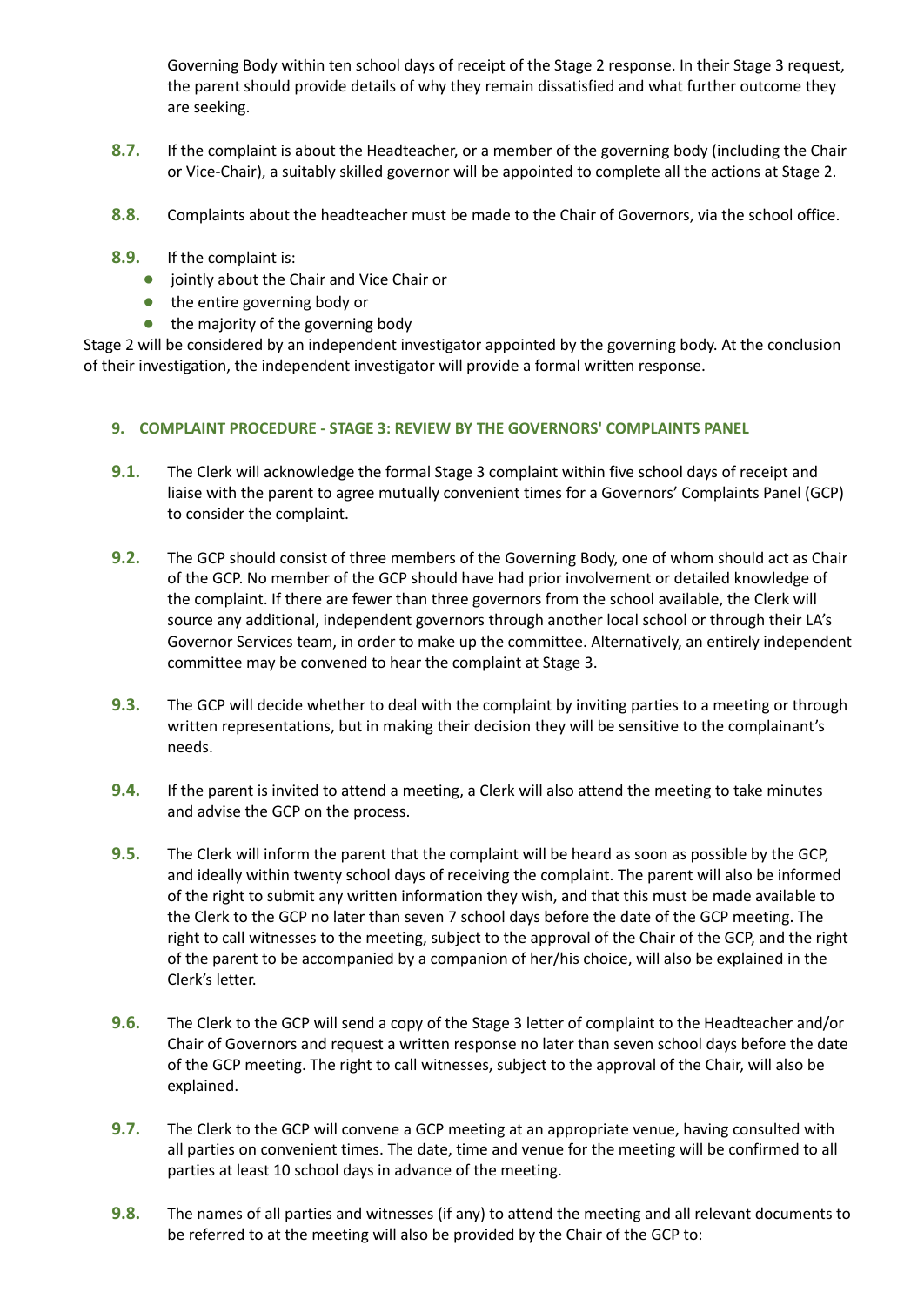Governing Body within ten school days of receipt of the Stage 2 response. In their Stage 3 request, the parent should provide details of why they remain dissatisfied and what further outcome they are seeking.

**8.7.** If the complaint is about the Headteacher, or a member of the governing body (including the Chair or Vice-Chair), a suitably skilled governor will be appointed to complete all the actions at Stage 2.

**8.8.** Complaints about the headteacher must be made to the Chair of Governors, via the school office.

**8.9.** If the complaint is:

- jointly about the Chair and Vice Chair or
- the entire governing body or
- the majority of the governing body

Stage 2 will be considered by an independent investigator appointed by the governing body. At the conclusion of their investigation, the independent investigator will provide a formal written response.

## 9. COMPLAINT PROCEDURE - STAGE 3: REVIEW BY THE GOVERNORS' COMPLAINTS PANEL

**9.1.** The Clerk will acknowledge the formal Stage 3 complaint within five school days of receipt and liaise with the parent to agree mutually convenient times for a Governors' Complaints Panel (GCP) to consider the complaint.

**9.2.** The GCP should consist of three members of the Governing Body, one of whom should act as Chair of the GCP. No member of the GCP should have had prior involvement or detailed knowledge of the complaint. If there are fewer than three governors from the school available, the Clerk will source any additional, independent governors through another local school or through their LA's Governor Services team, in order to make up the committee. Alternatively, an entirely independent committee may be convened to hear the complaint at Stage 3.

**9.3.** The GCP will decide whether to deal with the complaint by inviting parties to a meeting or through written representations, but in making their decision they will be sensitive to the complainant's needs.

**9.4.** If the parent is invited to attend a meeting, a Clerk will also attend the meeting to take minutes and advise the GCP on the process.

**9.5.** The Clerk will inform the parent that the complaint will be heard as soon as possible by the GCP, and ideally within twenty school days of receiving the complaint. The parent will also be informed of the right to submit any written information they wish, and that this must be made available to the Clerk to the GCP no later than seven 7 school days before the date of the GCP meeting. The right to call witnesses to the meeting, subject to the approval of the Chair of the GCP, and the right of the parent to be accompanied by a companion of her/his choice, will also be explained in the Clerk's letter.

**9.6.** The Clerk to the GCP will send a copy of the Stage 3 letter of complaint to the Headteacher and/or Chair of Governors and request a written response no later than seven school days before the date of the GCP meeting. The right to call witnesses, subject to the approval of the Chair, will also be explained.

**9.7.** The Clerk to the GCP will convene a GCP meeting at an appropriate venue, having consulted with all parties on convenient times. The date, time and venue for the meeting will be confirmed to all parties at least 10 school days in advance of the meeting.

**9.8.** The names of all parties and witnesses (if any) to attend the meeting and all relevant documents to be referred to at the meeting will also be provided by the Chair of the GCP to: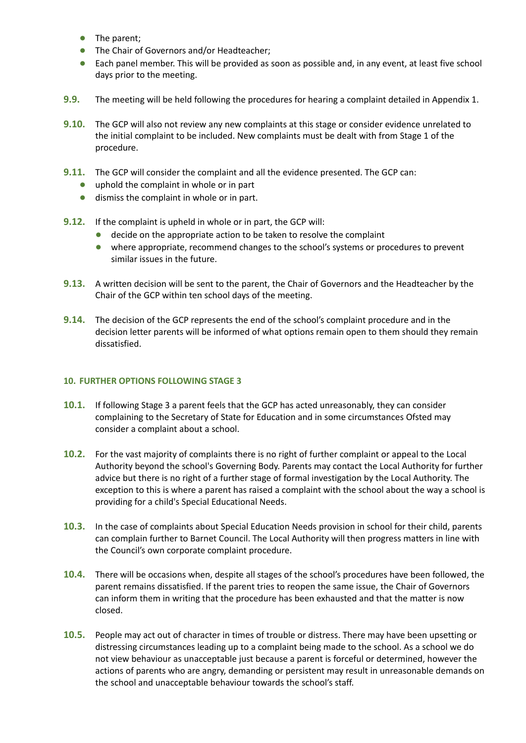- The parent;
- The Chair of Governors and/or Headteacher;
- Each panel member. This will be provided as soon as possible and, in any event, at least five school days prior to the meeting.

**9.9.** The meeting will be held following the procedures for hearing a complaint detailed in Appendix 1.

**9.10.** The GCP will also not review any new complaints at this stage or consider evidence unrelated to the initial complaint to be included. New complaints must be dealt with from Stage 1 of the procedure.

**9.11.** The GCP will consider the complaint and all the evidence presented. The GCP can:

- uphold the complaint in whole or in part
- dismiss the complaint in whole or in part.

**9.12.** If the complaint is upheld in whole or in part, the GCP will:

- decide on the appropriate action to be taken to resolve the complaint
- where appropriate, recommend changes to the school's systems or procedures to prevent similar issues in the future.

**9.13.** A written decision will be sent to the parent, the Chair of Governors and the Headteacher by the Chair of the GCP within ten school days of the meeting.

**9.14.** The decision of the GCP represents the end of the school's complaint procedure and in the decision letter parents will be informed of what options remain open to them should they remain dissatisfied.

## 10. FURTHER OPTIONS FOLLOWING STAGE 3

**10.1.** If following Stage 3 a parent feels that the GCP has acted unreasonably, they can consider complaining to the Secretary of State for Education and in some circumstances Ofsted may consider a complaint about a school.

**10.2.** For the vast majority of complaints there is no right of further complaint or appeal to the Local Authority beyond the school's Governing Body. Parents may contact the Local Authority for further advice but there is no right of a further stage of formal investigation by the Local Authority. The exception to this is where a parent has raised a complaint with the school about the way a school is providing for a child's Special Educational Needs.

**10.3.** In the case of complaints about Special Education Needs provision in school for their child, parents can complain further to Barnet Council. The Local Authority will then progress matters in line with the Council's own corporate complaint procedure.

**10.4.** There will be occasions when, despite all stages of the school's procedures have been followed, the parent remains dissatisfied. If the parent tries to reopen the same issue, the Chair of Governors can inform them in writing that the procedure has been exhausted and that the matter is now closed.

**10.5.** People may act out of character in times of trouble or distress. There may have been upsetting or distressing circumstances leading up to a complaint being made to the school. As a school we do not view behaviour as unacceptable just because a parent is forceful or determined, however the actions of parents who are angry, demanding or persistent may result in unreasonable demands on the school and unacceptable behaviour towards the school's staff.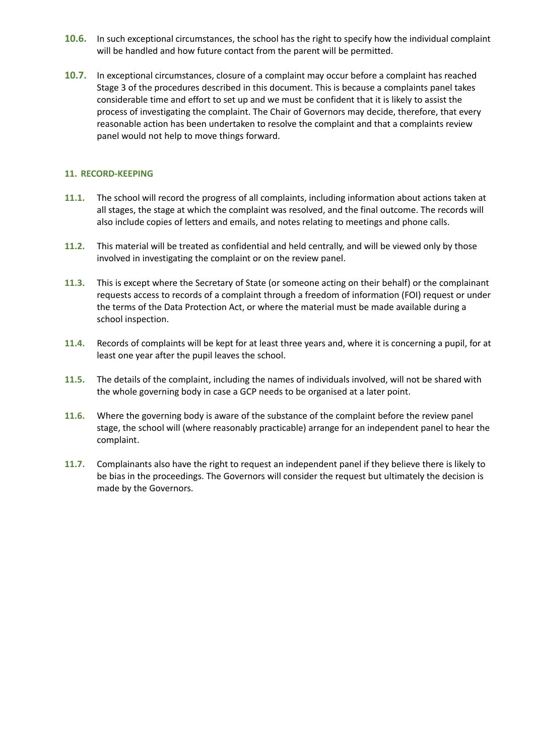**10.6.** In such exceptional circumstances, the school has the right to specify how the individual complaint will be handled and how future contact from the parent will be permitted.

**10.7.** In exceptional circumstances, closure of a complaint may occur before a complaint has reached Stage 3 of the procedures described in this document. This is because a complaints panel takes considerable time and effort to set up and we must be confident that it is likely to assist the process of investigating the complaint. The Chair of Governors may decide, therefore, that every reasonable action has been undertaken to resolve the complaint and that a complaints review panel would not help to move things forward.

## 11. RECORD-KEEPING

**11.1.** The school will record the progress of all complaints, including information about actions taken at all stages, the stage at which the complaint was resolved, and the final outcome. The records will also include copies of letters and emails, and notes relating to meetings and phone calls.

**11.2.** This material will be treated as confidential and held centrally, and will be viewed only by those involved in investigating the complaint or on the review panel.

**11.3.** This is except where the Secretary of State (or someone acting on their behalf) or the complainant requests access to records of a complaint through a freedom of information (FOI) request or under the terms of the Data Protection Act, or where the material must be made available during a school inspection.

**11.4.** Records of complaints will be kept for at least three years and, where it is concerning a pupil, for at least one year after the pupil leaves the school.

**11.5.** The details of the complaint, including the names of individuals involved, will not be shared with the whole governing body in case a GCP needs to be organised at a later point.

**11.6.** Where the governing body is aware of the substance of the complaint before the review panel stage, the school will (where reasonably practicable) arrange for an independent panel to hear the complaint.

**11.7.** Complainants also have the right to request an independent panel if they believe there is likely to be bias in the proceedings. The Governors will consider the request but ultimately the decision is made by the Governors.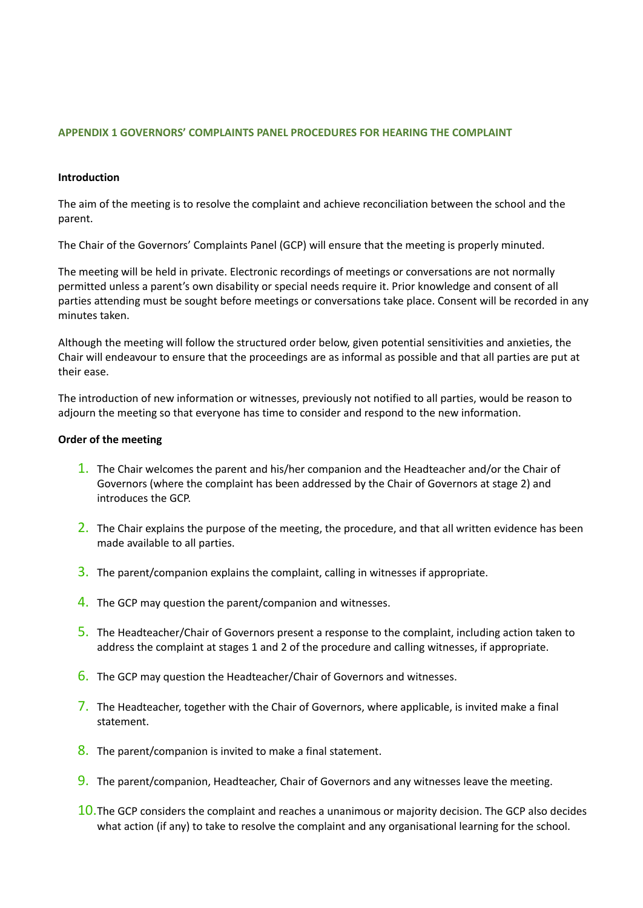## APPENDIX 1 GOVERNORS' COMPLAINTS PANEL PROCEDURES FOR HEARING THE COMPLAINT

**Introduction**

The aim of the meeting is to resolve the complaint and achieve reconciliation between the school and the parent.

The Chair of the Governors' Complaints Panel (GCP) will ensure that the meeting is properly minuted.

The meeting will be held in private. Electronic recordings of meetings or conversations are not normally permitted unless a parent's own disability or special needs require it. Prior knowledge and consent of all parties attending must be sought before meetings or conversations take place. Consent will be recorded in any minutes taken.

Although the meeting will follow the structured order below, given potential sensitivities and anxieties, the Chair will endeavour to ensure that the proceedings are as informal as possible and that all parties are put at their ease.

The introduction of new information or witnesses, previously not notified to all parties, would be reason to adjourn the meeting so that everyone has time to consider and respond to the new information.

**Order of the meeting**

1. The Chair welcomes the parent and his/her companion and the Headteacher and/or the Chair of Governors (where the complaint has been addressed by the Chair of Governors at stage 2) and introduces the GCP.
2. The Chair explains the purpose of the meeting, the procedure, and that all written evidence has been made available to all parties.
3. The parent/companion explains the complaint, calling in witnesses if appropriate.
4. The GCP may question the parent/companion and witnesses.
5. The Headteacher/Chair of Governors present a response to the complaint, including action taken to address the complaint at stages 1 and 2 of the procedure and calling witnesses, if appropriate.
6. The GCP may question the Headteacher/Chair of Governors and witnesses.
7. The Headteacher, together with the Chair of Governors, where applicable, is invited make a final statement.
8. The parent/companion is invited to make a final statement.
9. The parent/companion, Headteacher, Chair of Governors and any witnesses leave the meeting.
10. The GCP considers the complaint and reaches a unanimous or majority decision. The GCP also decides what action (if any) to take to resolve the complaint and any organisational learning for the school.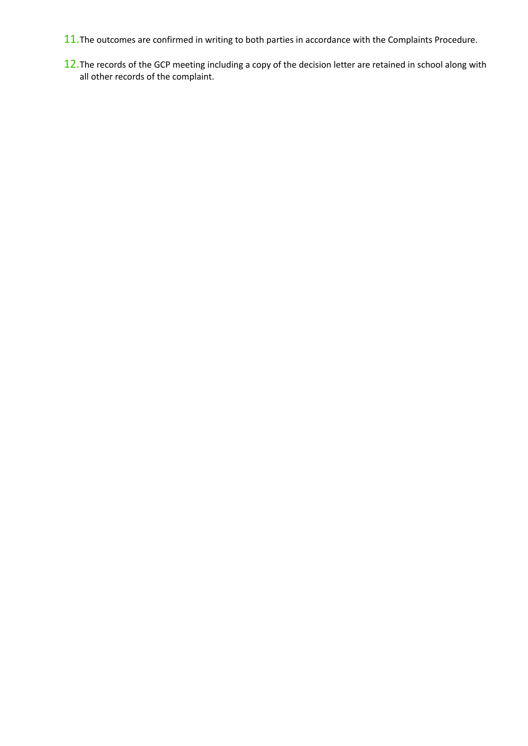11. The outcomes are confirmed in writing to both parties in accordance with the Complaints Procedure.

12. The records of the GCP meeting including a copy of the decision letter are retained in school along with all other records of the complaint.